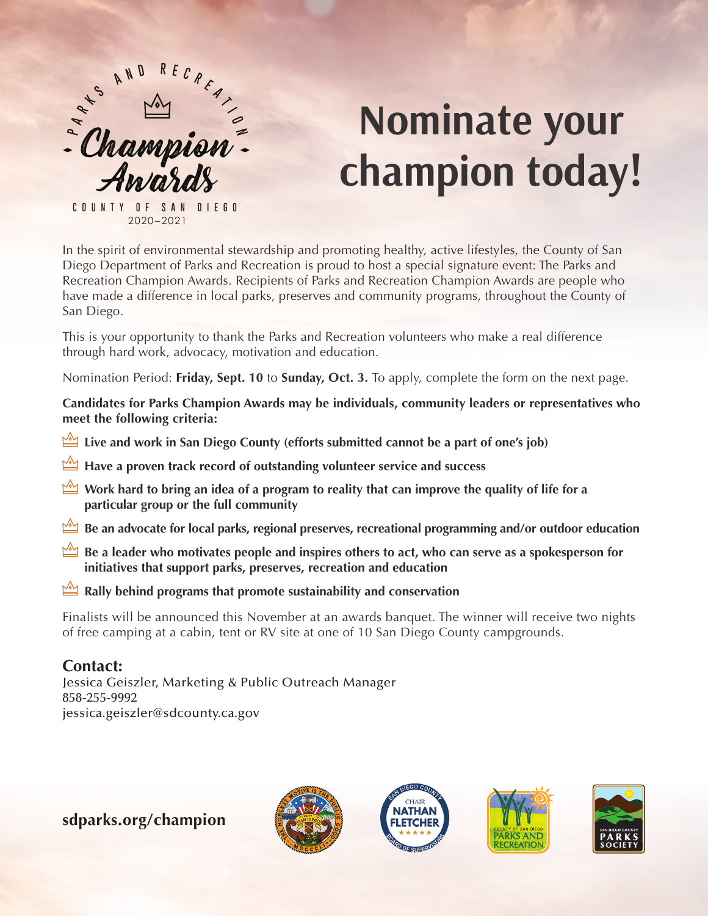PARKS AND RECREATION

Champion Awards

COUNTY OF SAN DIEGO
2020–2021

# Nominate your champion today!

In the spirit of environmental stewardship and promoting healthy, active lifestyles, the County of San Diego Department of Parks and Recreation is proud to host a special signature event: The Parks and Recreation Champion Awards. Recipients of Parks and Recreation Champion Awards are people who have made a difference in local parks, preserves and community programs, throughout the County of San Diego.

This is your opportunity to thank the Parks and Recreation volunteers who make a real difference through hard work, advocacy, motivation and education.

Nomination Period: **Friday, Sept. 10** to **Sunday, Oct. 3.** To apply, complete the form on the next page.

**Candidates for Parks Champion Awards may be individuals, community leaders or representatives who meet the following criteria:**

- **Live and work in San Diego County (efforts submitted cannot be a part of one's job)**
- **Have a proven track record of outstanding volunteer service and success**
- **Work hard to bring an idea of a program to reality that can improve the quality of life for a particular group or the full community**
- **Be an advocate for local parks, regional preserves, recreational programming and/or outdoor education**
- **Be a leader who motivates people and inspires others to act, who can serve as a spokesperson for initiatives that support parks, preserves, recreation and education**
- **Rally behind programs that promote sustainability and conservation**

Finalists will be announced this November at an awards banquet. The winner will receive two nights of free camping at a cabin, tent or RV site at one of 10 San Diego County campgrounds.

## Contact:

Jessica Geiszler, Marketing & Public Outreach Manager
858-255-9992
jessica.geiszler@sdcounty.ca.gov

**sdparks.org/champion**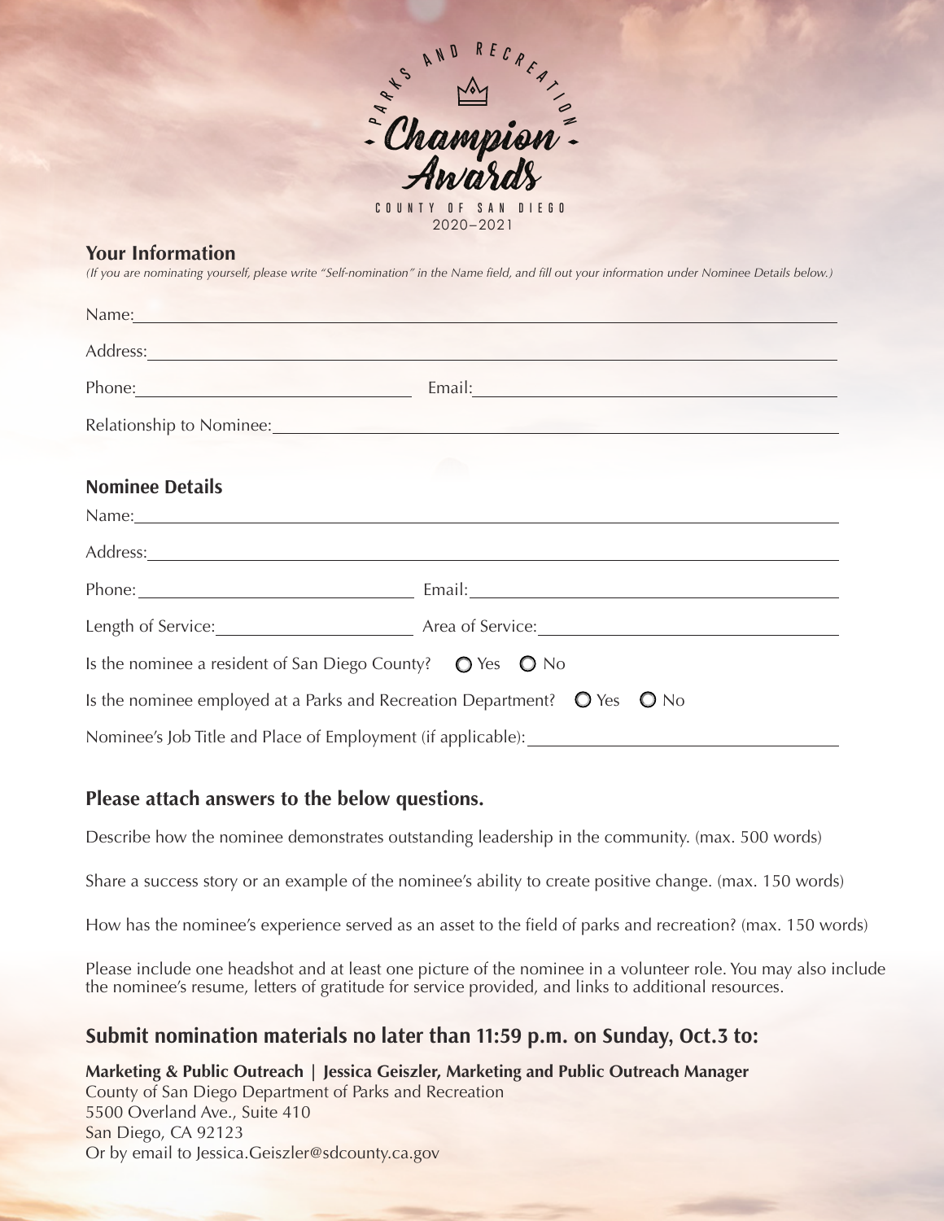PARKS AND RECREATION

# Champion Awards

COUNTY OF SAN DIEGO
2020–2021

## Your Information

*(If you are nominating yourself, please write "Self-nomination" in the Name field, and fill out your information under Nominee Details below.)*

Name: ______________________________

Address: ______________________________

Phone: ______________________ Email: ______________________

Relationship to Nominee: ______________________________

## Nominee Details

Name: ______________________________

Address: ______________________________

Phone: ______________________ Email: ______________________

Length of Service: ______________________ Area of Service: ______________________

Is the nominee a resident of San Diego County? ○ Yes ○ No

Is the nominee employed at a Parks and Recreation Department? ○ Yes ○ No

Nominee's Job Title and Place of Employment (if applicable): ______________________

## Please attach answers to the below questions.

Describe how the nominee demonstrates outstanding leadership in the community. (max. 500 words)

Share a success story or an example of the nominee's ability to create positive change. (max. 150 words)

How has the nominee's experience served as an asset to the field of parks and recreation? (max. 150 words)

Please include one headshot and at least one picture of the nominee in a volunteer role. You may also include the nominee's resume, letters of gratitude for service provided, and links to additional resources.

## Submit nomination materials no later than 11:59 p.m. on Sunday, Oct.3 to:

**Marketing & Public Outreach | Jessica Geiszler, Marketing and Public Outreach Manager**
County of San Diego Department of Parks and Recreation
5500 Overland Ave., Suite 410
San Diego, CA 92123
Or by email to Jessica.Geiszler@sdcounty.ca.gov